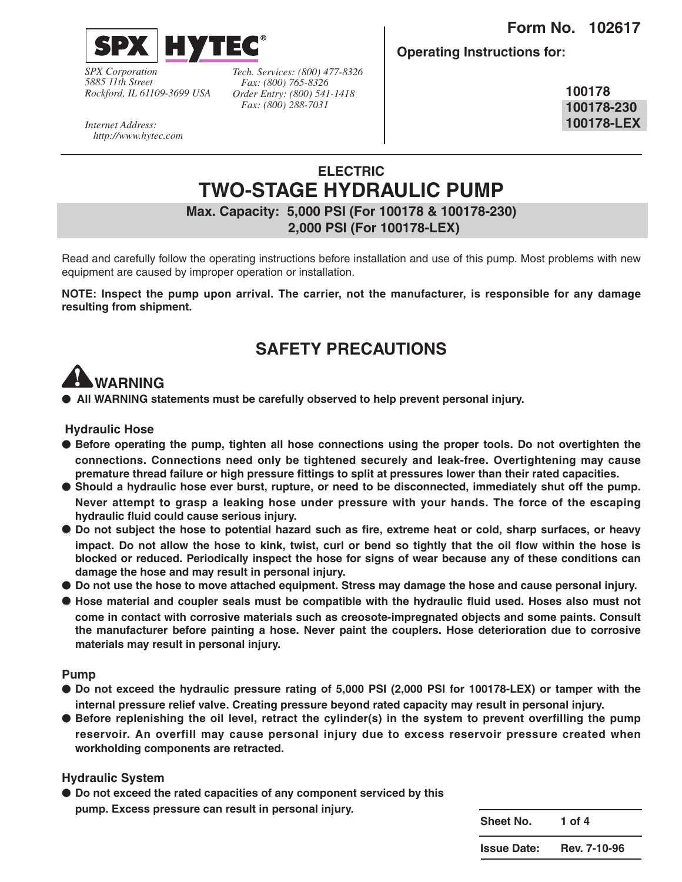**Form No. 102617**

**SPX HYTEC®**

*SPX Corporation*
*5885 11th Street*
*Rockford, IL 61109-3699 USA*

*Tech. Services: (800) 477-8326*
*Fax: (800) 765-8326*
*Order Entry: (800) 541-1418*
*Fax: (800) 288-7031*

*Internet Address:*
*http://www.hytec.com*

**Operating Instructions for:**

**100178**
**100178-230**
**100178-LEX**

# ELECTRIC
# TWO-STAGE HYDRAULIC PUMP

**Max. Capacity: 5,000 PSI (For 100178 & 100178-230)**
**2,000 PSI (For 100178-LEX)**

Read and carefully follow the operating instructions before installation and use of this pump. Most problems with new equipment are caused by improper operation or installation.

**NOTE: Inspect the pump upon arrival. The carrier, not the manufacturer, is responsible for any damage resulting from shipment.**

## SAFETY PRECAUTIONS

### WARNING

- **All WARNING statements must be carefully observed to help prevent personal injury.**

### Hydraulic Hose

- **Before operating the pump, tighten all hose connections using the proper tools. Do not overtighten the connections. Connections need only be tightened securely and leak-free. Overtightening may cause premature thread failure or high pressure fittings to split at pressures lower than their rated capacities.**
- **Should a hydraulic hose ever burst, rupture, or need to be disconnected, immediately shut off the pump. Never attempt to grasp a leaking hose under pressure with your hands. The force of the escaping hydraulic fluid could cause serious injury.**
- **Do not subject the hose to potential hazard such as fire, extreme heat or cold, sharp surfaces, or heavy impact. Do not allow the hose to kink, twist, curl or bend so tightly that the oil flow within the hose is blocked or reduced. Periodically inspect the hose for signs of wear because any of these conditions can damage the hose and may result in personal injury.**
- **Do not use the hose to move attached equipment. Stress may damage the hose and cause personal injury.**
- **Hose material and coupler seals must be compatible with the hydraulic fluid used. Hoses also must not come in contact with corrosive materials such as creosote-impregnated objects and some paints. Consult the manufacturer before painting a hose. Never paint the couplers. Hose deterioration due to corrosive materials may result in personal injury.**

### Pump

- **Do not exceed the hydraulic pressure rating of 5,000 PSI (2,000 PSI for 100178-LEX) or tamper with the internal pressure relief valve. Creating pressure beyond rated capacity may result in personal injury.**
- **Before replenishing the oil level, retract the cylinder(s) in the system to prevent overfilling the pump reservoir. An overfill may cause personal injury due to excess reservoir pressure created when workholding components are retracted.**

### Hydraulic System

- **Do not exceed the rated capacities of any component serviced by this pump. Excess pressure can result in personal injury.**

| | |
|---|---|
| **Sheet No.** | **1 of 4** |
| **Issue Date:** | **Rev. 7-10-96** |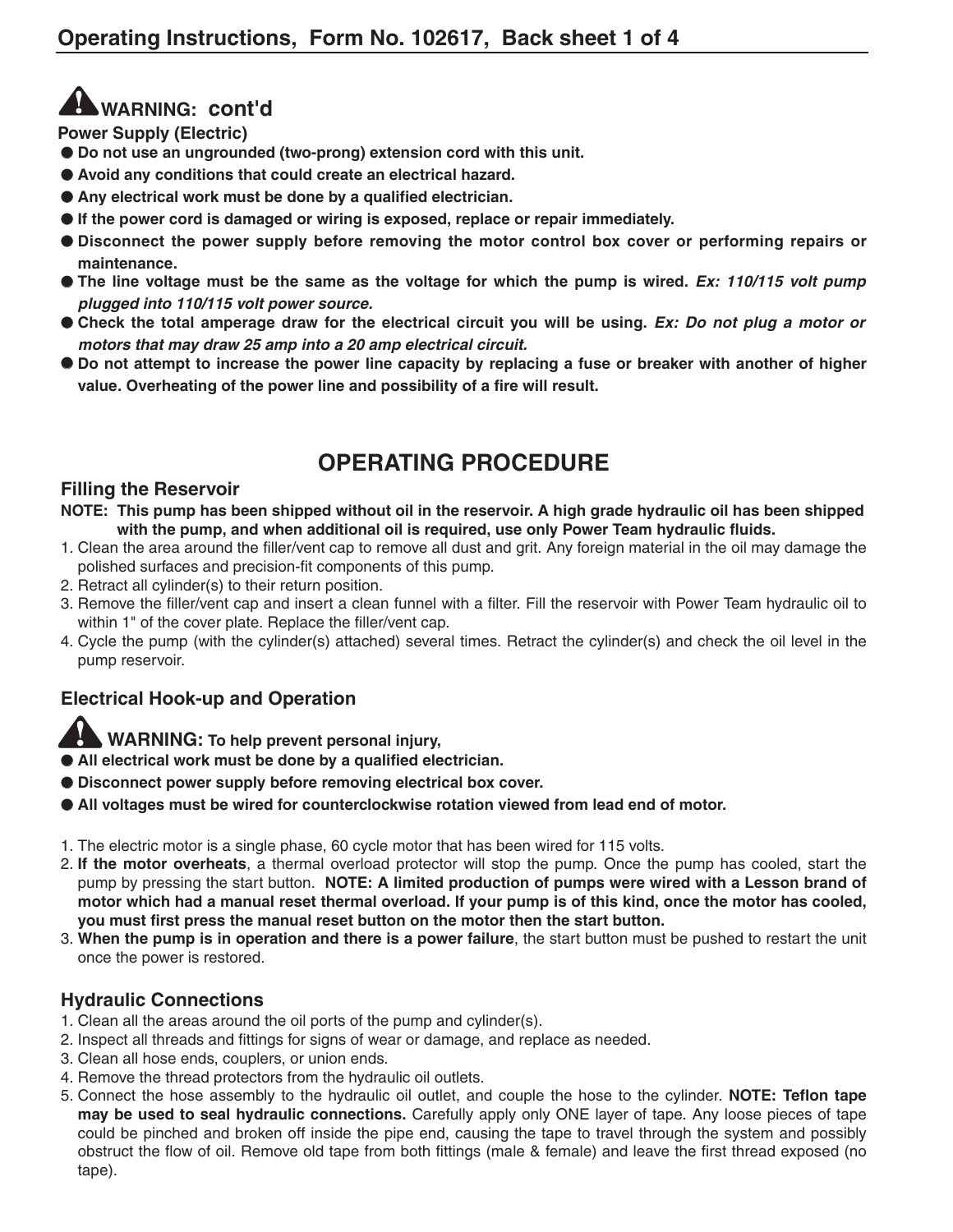## ⚠ WARNING: cont'd

**Power Supply (Electric)**

- **Do not use an ungrounded (two-prong) extension cord with this unit.**
- **Avoid any conditions that could create an electrical hazard.**
- **Any electrical work must be done by a qualified electrician.**
- **If the power cord is damaged or wiring is exposed, replace or repair immediately.**
- **Disconnect the power supply before removing the motor control box cover or performing repairs or maintenance.**
- **The line voltage must be the same as the voltage for which the pump is wired.** ***Ex: 110/115 volt pump plugged into 110/115 volt power source.***
- **Check the total amperage draw for the electrical circuit you will be using.** ***Ex: Do not plug a motor or motors that may draw 25 amp into a 20 amp electrical circuit.***
- **Do not attempt to increase the power line capacity by replacing a fuse or breaker with another of higher value. Overheating of the power line and possibility of a fire will result.**

# OPERATING PROCEDURE

### Filling the Reservoir

**NOTE: This pump has been shipped without oil in the reservoir. A high grade hydraulic oil has been shipped with the pump, and when additional oil is required, use only Power Team hydraulic fluids.**

1. Clean the area around the filler/vent cap to remove all dust and grit. Any foreign material in the oil may damage the polished surfaces and precision-fit components of this pump.
2. Retract all cylinder(s) to their return position.
3. Remove the filler/vent cap and insert a clean funnel with a filter. Fill the reservoir with Power Team hydraulic oil to within 1" of the cover plate. Replace the filler/vent cap.
4. Cycle the pump (with the cylinder(s) attached) several times. Retract the cylinder(s) and check the oil level in the pump reservoir.

### Electrical Hook-up and Operation

⚠ **WARNING: To help prevent personal injury,**

- **All electrical work must be done by a qualified electrician.**
- **Disconnect power supply before removing electrical box cover.**
- **All voltages must be wired for counterclockwise rotation viewed from lead end of motor.**

1. The electric motor is a single phase, 60 cycle motor that has been wired for 115 volts.
2. **If the motor overheats**, a thermal overload protector will stop the pump. Once the pump has cooled, start the pump by pressing the start button. **NOTE: A limited production of pumps were wired with a Lesson brand of motor which had a manual reset thermal overload. If your pump is of this kind, once the motor has cooled, you must first press the manual reset button on the motor then the start button.**
3. **When the pump is in operation and there is a power failure**, the start button must be pushed to restart the unit once the power is restored.

### Hydraulic Connections

1. Clean all the areas around the oil ports of the pump and cylinder(s).
2. Inspect all threads and fittings for signs of wear or damage, and replace as needed.
3. Clean all hose ends, couplers, or union ends.
4. Remove the thread protectors from the hydraulic oil outlets.
5. Connect the hose assembly to the hydraulic oil outlet, and couple the hose to the cylinder. **NOTE: Teflon tape may be used to seal hydraulic connections.** Carefully apply only ONE layer of tape. Any loose pieces of tape could be pinched and broken off inside the pipe end, causing the tape to travel through the system and possibly obstruct the flow of oil. Remove old tape from both fittings (male & female) and leave the first thread exposed (no tape).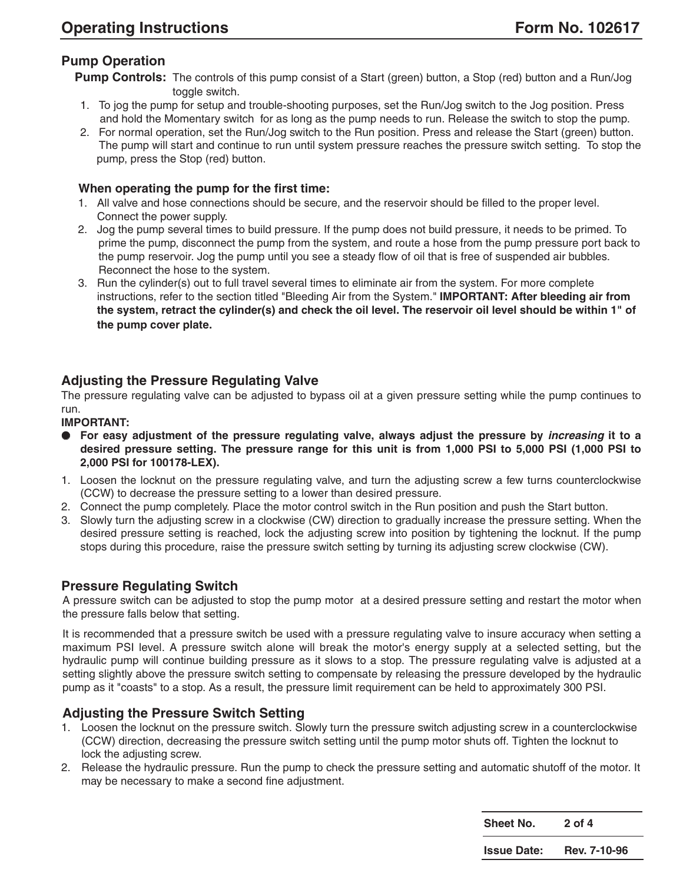## Pump Operation

**Pump Controls:** The controls of this pump consist of a Start (green) button, a Stop (red) button and a Run/Jog toggle switch.

1. To jog the pump for setup and trouble-shooting purposes, set the Run/Jog switch to the Jog position. Press and hold the Momentary switch for as long as the pump needs to run. Release the switch to stop the pump.
2. For normal operation, set the Run/Jog switch to the Run position. Press and release the Start (green) button. The pump will start and continue to run until system pressure reaches the pressure switch setting. To stop the pump, press the Stop (red) button.

### When operating the pump for the first time:

1. All valve and hose connections should be secure, and the reservoir should be filled to the proper level. Connect the power supply.
2. Jog the pump several times to build pressure. If the pump does not build pressure, it needs to be primed. To prime the pump, disconnect the pump from the system, and route a hose from the pump pressure port back to the pump reservoir. Jog the pump until you see a steady flow of oil that is free of suspended air bubbles. Reconnect the hose to the system.
3. Run the cylinder(s) out to full travel several times to eliminate air from the system. For more complete instructions, refer to the section titled "Bleeding Air from the System." **IMPORTANT: After bleeding air from the system, retract the cylinder(s) and check the oil level. The reservoir oil level should be within 1" of the pump cover plate.**

## Adjusting the Pressure Regulating Valve

The pressure regulating valve can be adjusted to bypass oil at a given pressure setting while the pump continues to run.

**IMPORTANT:**

- **For easy adjustment of the pressure regulating valve, always adjust the pressure by *increasing* it to a desired pressure setting. The pressure range for this unit is from 1,000 PSI to 5,000 PSI (1,000 PSI to 2,000 PSI for 100178-LEX).**

1. Loosen the locknut on the pressure regulating valve, and turn the adjusting screw a few turns counterclockwise (CCW) to decrease the pressure setting to a lower than desired pressure.
2. Connect the pump completely. Place the motor control switch in the Run position and push the Start button.
3. Slowly turn the adjusting screw in a clockwise (CW) direction to gradually increase the pressure setting. When the desired pressure setting is reached, lock the adjusting screw into position by tightening the locknut. If the pump stops during this procedure, raise the pressure switch setting by turning its adjusting screw clockwise (CW).

## Pressure Regulating Switch

A pressure switch can be adjusted to stop the pump motor at a desired pressure setting and restart the motor when the pressure falls below that setting.

It is recommended that a pressure switch be used with a pressure regulating valve to insure accuracy when setting a maximum PSI level. A pressure switch alone will break the motor's energy supply at a selected setting, but the hydraulic pump will continue building pressure as it slows to a stop. The pressure regulating valve is adjusted at a setting slightly above the pressure switch setting to compensate by releasing the pressure developed by the hydraulic pump as it "coasts" to a stop. As a result, the pressure limit requirement can be held to approximately 300 PSI.

## Adjusting the Pressure Switch Setting

1. Loosen the locknut on the pressure switch. Slowly turn the pressure switch adjusting screw in a counterclockwise (CCW) direction, decreasing the pressure switch setting until the pump motor shuts off. Tighten the locknut to lock the adjusting screw.
2. Release the hydraulic pressure. Run the pump to check the pressure setting and automatic shutoff of the motor. It may be necessary to make a second fine adjustment.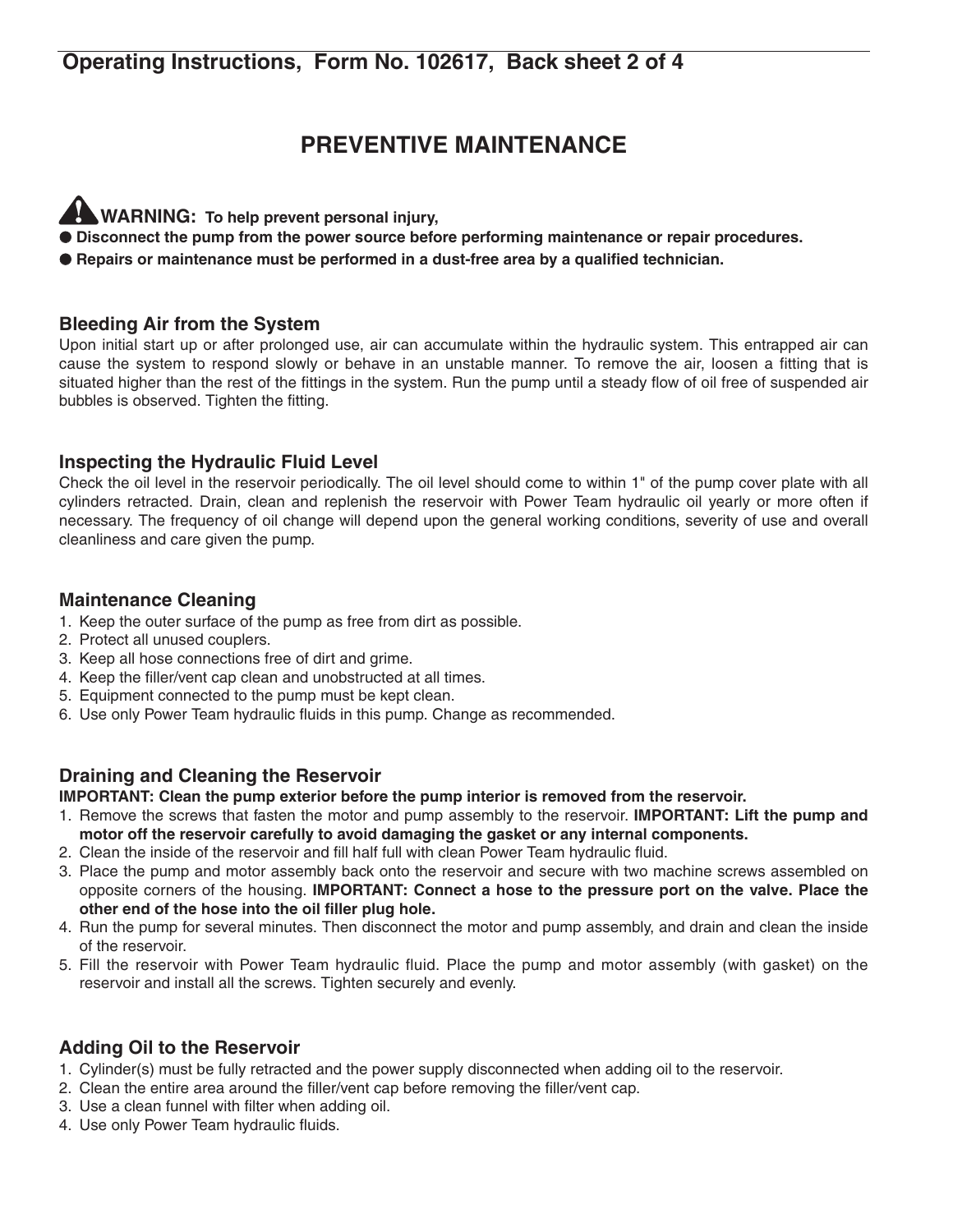# PREVENTIVE MAINTENANCE

**WARNING: To help prevent personal injury,**

- **Disconnect the pump from the power source before performing maintenance or repair procedures.**
- **Repairs or maintenance must be performed in a dust-free area by a qualified technician.**

## Bleeding Air from the System

Upon initial start up or after prolonged use, air can accumulate within the hydraulic system. This entrapped air can cause the system to respond slowly or behave in an unstable manner. To remove the air, loosen a fitting that is situated higher than the rest of the fittings in the system. Run the pump until a steady flow of oil free of suspended air bubbles is observed. Tighten the fitting.

## Inspecting the Hydraulic Fluid Level

Check the oil level in the reservoir periodically. The oil level should come to within 1" of the pump cover plate with all cylinders retracted. Drain, clean and replenish the reservoir with Power Team hydraulic oil yearly or more often if necessary. The frequency of oil change will depend upon the general working conditions, severity of use and overall cleanliness and care given the pump.

## Maintenance Cleaning

1. Keep the outer surface of the pump as free from dirt as possible.
2. Protect all unused couplers.
3. Keep all hose connections free of dirt and grime.
4. Keep the filler/vent cap clean and unobstructed at all times.
5. Equipment connected to the pump must be kept clean.
6. Use only Power Team hydraulic fluids in this pump. Change as recommended.

## Draining and Cleaning the Reservoir

**IMPORTANT: Clean the pump exterior before the pump interior is removed from the reservoir.**

1. Remove the screws that fasten the motor and pump assembly to the reservoir. **IMPORTANT: Lift the pump and motor off the reservoir carefully to avoid damaging the gasket or any internal components.**
2. Clean the inside of the reservoir and fill half full with clean Power Team hydraulic fluid.
3. Place the pump and motor assembly back onto the reservoir and secure with two machine screws assembled on opposite corners of the housing. **IMPORTANT: Connect a hose to the pressure port on the valve. Place the other end of the hose into the oil filler plug hole.**
4. Run the pump for several minutes. Then disconnect the motor and pump assembly, and drain and clean the inside of the reservoir.
5. Fill the reservoir with Power Team hydraulic fluid. Place the pump and motor assembly (with gasket) on the reservoir and install all the screws. Tighten securely and evenly.

## Adding Oil to the Reservoir

1. Cylinder(s) must be fully retracted and the power supply disconnected when adding oil to the reservoir.
2. Clean the entire area around the filler/vent cap before removing the filler/vent cap.
3. Use a clean funnel with filter when adding oil.
4. Use only Power Team hydraulic fluids.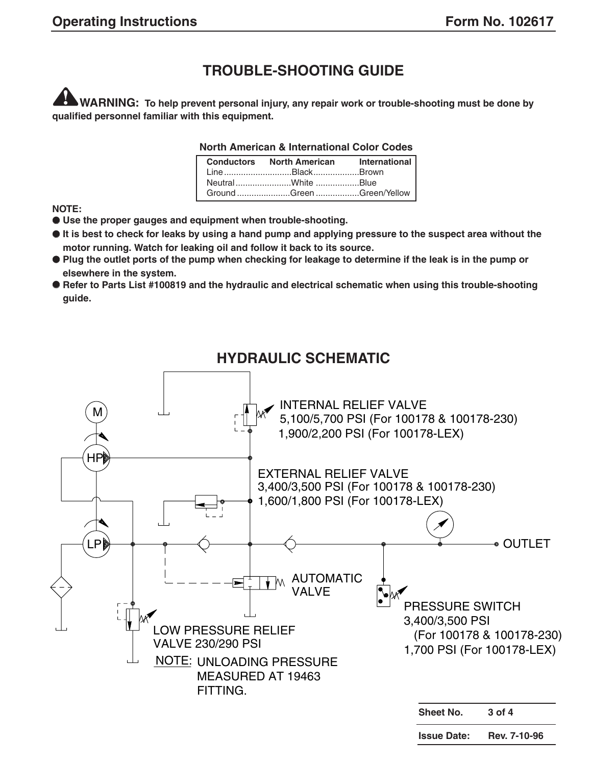# TROUBLE-SHOOTING GUIDE

**WARNING: To help prevent personal injury, any repair work or trouble-shooting must be done by qualified personnel familiar with this equipment.**

**North American & International Color Codes**

| Conductors | North American | International |
|---|---|---|
| Line | Black | Brown |
| Neutral | White | Blue |
| Ground | Green | Green/Yellow |

**NOTE:**

- **Use the proper gauges and equipment when trouble-shooting.**
- **It is best to check for leaks by using a hand pump and applying pressure to the suspect area without the motor running. Watch for leaking oil and follow it back to its source.**
- **Plug the outlet ports of the pump when checking for leakage to determine if the leak is in the pump or elsewhere in the system.**
- **Refer to Parts List #100819 and the hydraulic and electrical schematic when using this trouble-shooting guide.**

## HYDRAULIC SCHEMATIC

M

HP

LP

INTERNAL RELIEF VALVE
5,100/5,700 PSI (For 100178 & 100178-230)
1,900/2,200 PSI (For 100178-LEX)

EXTERNAL RELIEF VALVE
3,400/3,500 PSI (For 100178 & 100178-230)
1,600/1,800 PSI (For 100178-LEX)

OUTLET

AUTOMATIC VALVE

PRESSURE SWITCH
3,400/3,500 PSI
(For 100178 & 100178-230)
1,700 PSI (For 100178-LEX)

LOW PRESSURE RELIEF VALVE 230/290 PSI

NOTE: UNLOADING PRESSURE MEASURED AT 19463 FITTING.

| Sheet No. | 3 of 4 |
|---|---|
| Issue Date: | Rev. 7-10-96 |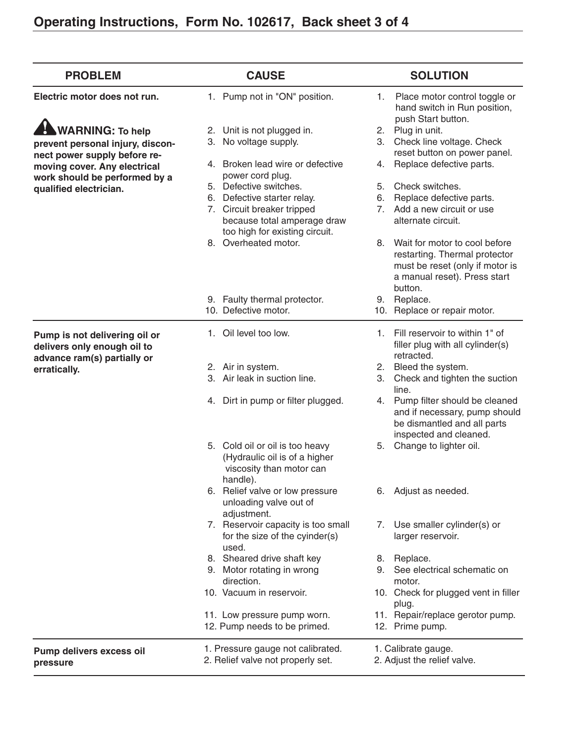| PROBLEM | CAUSE | SOLUTION |
|---|---|---|
| **Electric motor does not run.** | 1. Pump not in "ON" position. | 1. Place motor control toggle or hand switch in Run position, push Start button. |
| **⚠ WARNING: To help prevent personal injury, disconnect power supply before removing cover. Any electrical work should be performed by a qualified electrician.** | 2. Unit is not plugged in. | 2. Plug in unit. |
| | 3. No voltage supply. | 3. Check line voltage. Check reset button on power panel. |
| | 4. Broken lead wire or defective power cord plug. | 4. Replace defective parts. |
| | 5. Defective switches. | 5. Check switches. |
| | 6. Defective starter relay. | 6. Replace defective parts. |
| | 7. Circuit breaker tripped because total amperage draw too high for existing circuit. | 7. Add a new circuit or use alternate circuit. |
| | 8. Overheated motor. | 8. Wait for motor to cool before restarting. Thermal protector must be reset (only if motor is a manual reset). Press start button. |
| | 9. Faulty thermal protector. | 9. Replace. |
| | 10. Defective motor. | 10. Replace or repair motor. |
| **Pump is not delivering oil or delivers only enough oil to advance ram(s) partially or erratically.** | 1. Oil level too low. | 1. Fill reservoir to within 1" of filler plug with all cylinder(s) retracted. |
| | 2. Air in system. | 2. Bleed the system. |
| | 3. Air leak in suction line. | 3. Check and tighten the suction line. |
| | 4. Dirt in pump or filter plugged. | 4. Pump filter should be cleaned and if necessary, pump should be dismantled and all parts inspected and cleaned. |
| | 5. Cold oil or oil is too heavy (Hydraulic oil is of a higher viscosity than motor can handle). | 5. Change to lighter oil. |
| | 6. Relief valve or low pressure unloading valve out of adjustment. | 6. Adjust as needed. |
| | 7. Reservoir capacity is too small for the size of the cyinder(s) used. | 7. Use smaller cylinder(s) or larger reservoir. |
| | 8. Sheared drive shaft key | 8. Replace. |
| | 9. Motor rotating in wrong direction. | 9. See electrical schematic on motor. |
| | 10. Vacuum in reservoir. | 10. Check for plugged vent in filler plug. |
| | 11. Low pressure pump worn. | 11. Repair/replace gerotor pump. |
| | 12. Pump needs to be primed. | 12. Prime pump. |
| **Pump delivers excess oil pressure** | 1. Pressure gauge not calibrated. | 1. Calibrate gauge. |
| | 2. Relief valve not properly set. | 2. Adjust the relief valve. |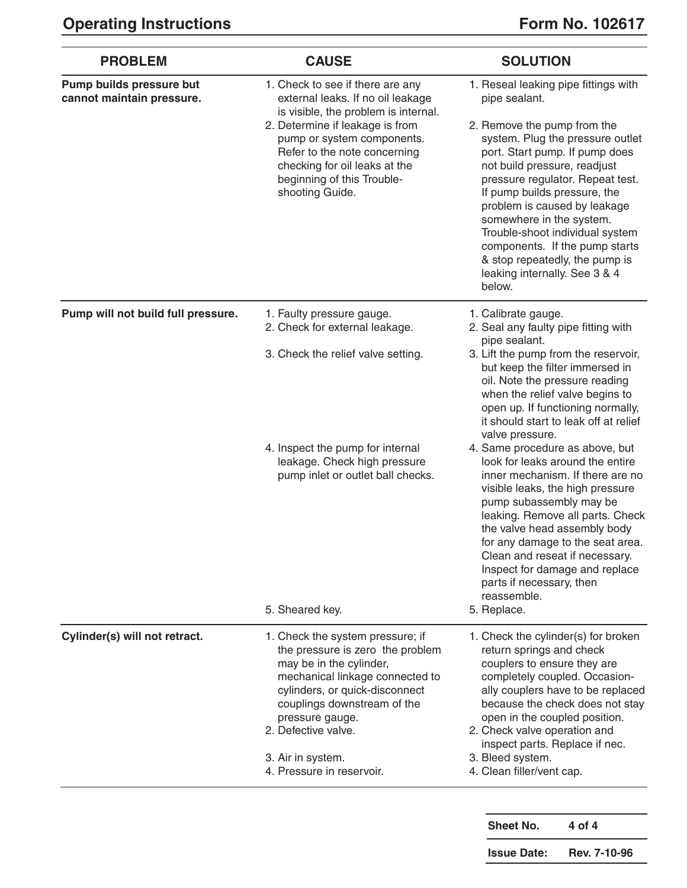| PROBLEM | CAUSE | SOLUTION |
|---|---|---|
| **Pump builds pressure but cannot maintain pressure.** | 1. Check to see if there are any external leaks. If no oil leakage is visible, the problem is internal. | 1. Reseal leaking pipe fittings with pipe sealant. |
| | 2. Determine if leakage is from pump or system components. Refer to the note concerning checking for oil leaks at the beginning of this Trouble-shooting Guide. | 2. Remove the pump from the system. Plug the pressure outlet port. Start pump. If pump does not build pressure, readjust pressure regulator. Repeat test. If pump builds pressure, the problem is caused by leakage somewhere in the system. Trouble-shoot individual system components. If the pump starts & stop repeatedly, the pump is leaking internally. See 3 & 4 below. |
| **Pump will not build full pressure.** | 1. Faulty pressure gauge. | 1. Calibrate gauge. |
| | 2. Check for external leakage. | 2. Seal any faulty pipe fitting with pipe sealant. |
| | 3. Check the relief valve setting. | 3. Lift the pump from the reservoir, but keep the filter immersed in oil. Note the pressure reading when the relief valve begins to open up. If functioning normally, it should start to leak off at relief valve pressure. |
| | 4. Inspect the pump for internal leakage. Check high pressure pump inlet or outlet ball checks. | 4. Same procedure as above, but look for leaks around the entire inner mechanism. If there are no visible leaks, the high pressure pump subassembly may be leaking. Remove all parts. Check the valve head assembly body for any damage to the seat area. Clean and reseat if necessary. Inspect for damage and replace parts if necessary, then reassemble. |
| | 5. Sheared key. | 5. Replace. |
| **Cylinder(s) will not retract.** | 1. Check the system pressure; if the pressure is zero the problem may be in the cylinder, mechanical linkage connected to cylinders, or quick-disconnect couplings downstream of the pressure gauge. | 1. Check the cylinder(s) for broken return springs and check couplers to ensure they are completely coupled. Occasionally couplers have to be replaced because the check does not stay open in the coupled position. |
| | 2. Defective valve. | 2. Check valve operation and inspect parts. Replace if nec. |
| | 3. Air in system. | 3. Bleed system. |
| | 4. Pressure in reservoir. | 4. Clean filler/vent cap. |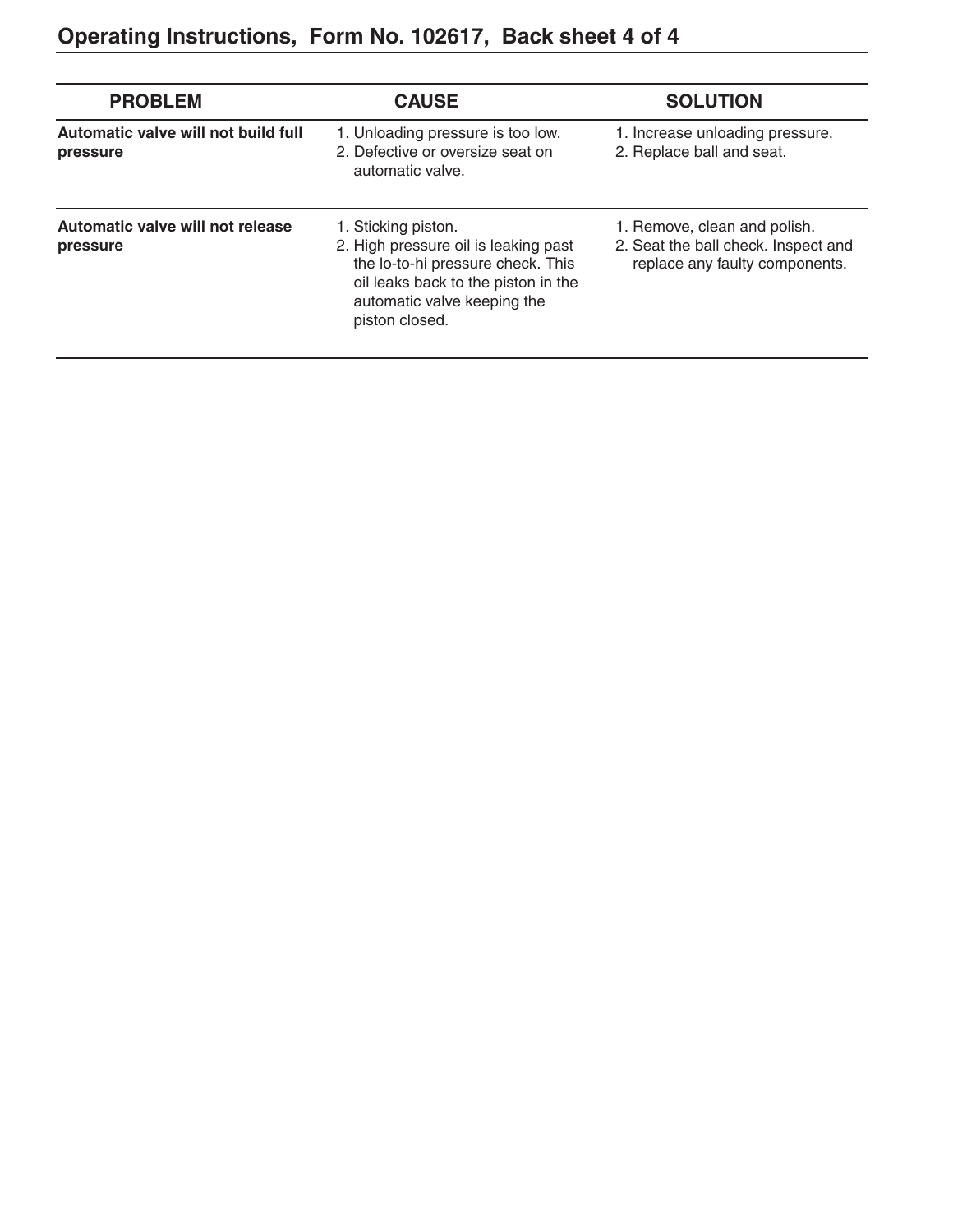| PROBLEM | CAUSE | SOLUTION |
| --- | --- | --- |
| **Automatic valve will not build full pressure** | 1. Unloading pressure is too low.<br>2. Defective or oversize seat on automatic valve. | 1. Increase unloading pressure.<br>2. Replace ball and seat. |
| **Automatic valve will not release pressure** | 1. Sticking piston.<br>2. High pressure oil is leaking past the lo-to-hi pressure check. This oil leaks back to the piston in the automatic valve keeping the piston closed. | 1. Remove, clean and polish.<br>2. Seat the ball check. Inspect and replace any faulty components. |